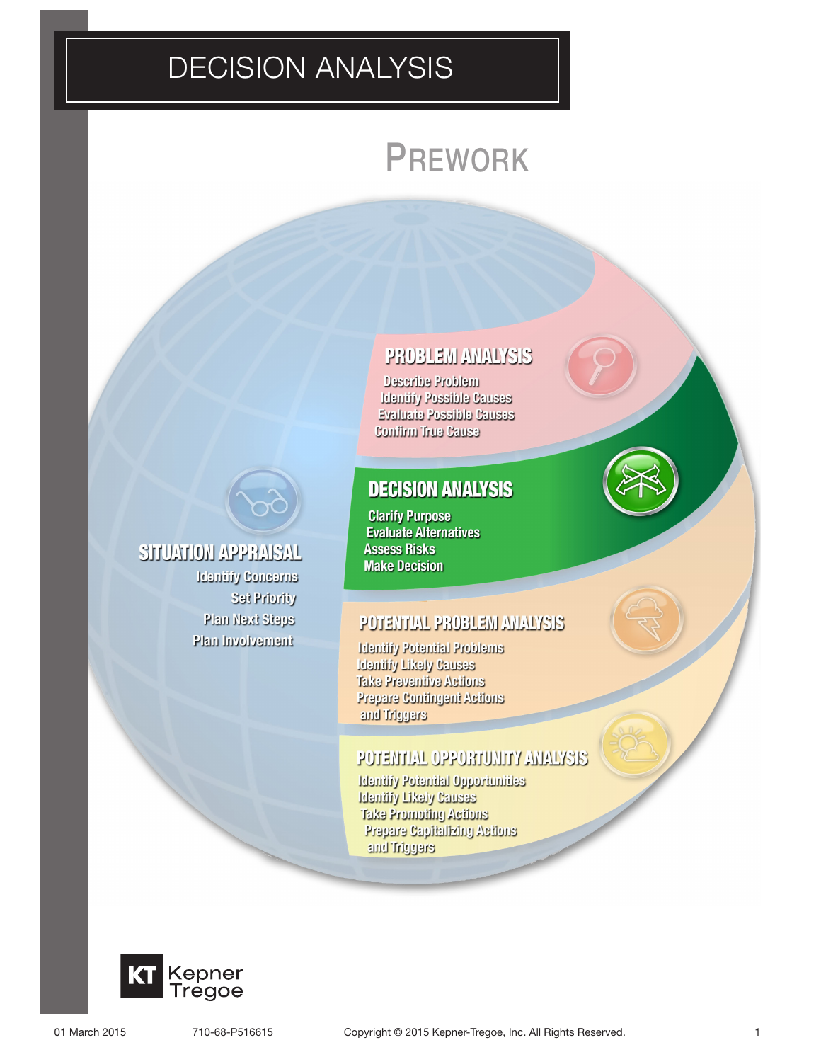# DECISION ANALYSIS

## PREWORK

### PROBLEM ANALYSIS

- Describe Problem
- Identify Possible Causes
- Evaluate Possible Causes
- Confirm True Cause

### DECISION ANALYSIS

- Clarify Purpose
- Evaluate Alternatives
- Assess Risks
- Make Decision

### SITUATION APPRAISAL

- Identify Concerns
- Set Priority
- Plan Next Steps
- Plan Involvement

### POTENTIAL PROBLEM ANALYSIS

- Identify Potential Problems
- Identify Likely Causes
- Take Preventive Actions
- Prepare Contingent Actions and Triggers

### POTENTIAL OPPORTUNITY ANALYSIS

- Identify Potential Opportunities
- Identify Likely Causes
- Take Promoting Actions
- Prepare Capitalizing Actions and Triggers

KT Kepner Tregoe

01 March 2015 710-68-P516615 Copyright © 2015 Kepner-Tregoe, Inc. All Rights Reserved.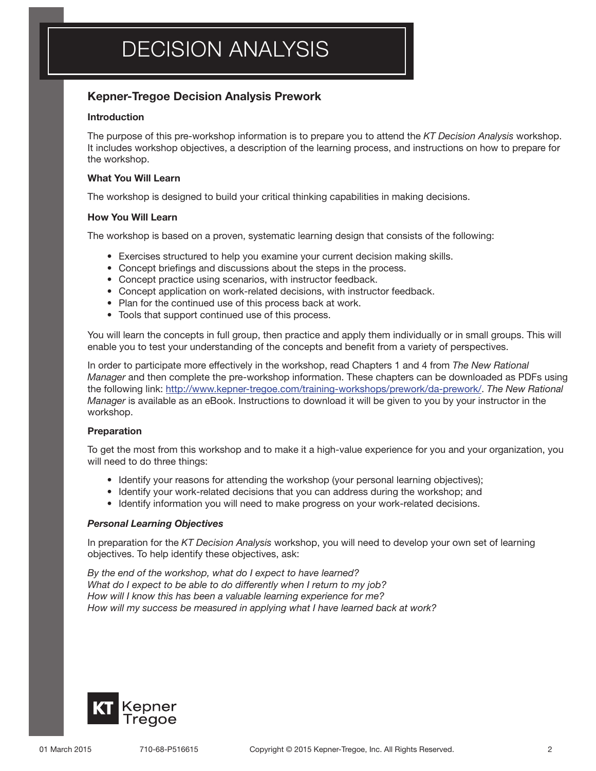# DECISION ANALYSIS

## Kepner-Tregoe Decision Analysis Prework

### Introduction

The purpose of this pre-workshop information is to prepare you to attend the *KT Decision Analysis* workshop. It includes workshop objectives, a description of the learning process, and instructions on how to prepare for the workshop.

### What You Will Learn

The workshop is designed to build your critical thinking capabilities in making decisions.

### How You Will Learn

The workshop is based on a proven, systematic learning design that consists of the following:

- Exercises structured to help you examine your current decision making skills.
- Concept briefings and discussions about the steps in the process.
- Concept practice using scenarios, with instructor feedback.
- Concept application on work-related decisions, with instructor feedback.
- Plan for the continued use of this process back at work.
- Tools that support continued use of this process.

You will learn the concepts in full group, then practice and apply them individually or in small groups. This will enable you to test your understanding of the concepts and benefit from a variety of perspectives.

In order to participate more effectively in the workshop, read Chapters 1 and 4 from *The New Rational Manager* and then complete the pre-workshop information. These chapters can be downloaded as PDFs using the following link: [http://www.kepner-tregoe.com/training-workshops/prework/da-prework/](http://www.kepner-tregoe.com/training-workshops/prework/da-prework/). *The New Rational Manager* is available as an eBook. Instructions to download it will be given to you by your instructor in the workshop.

### Preparation

To get the most from this workshop and to make it a high-value experience for you and your organization, you will need to do three things:

- Identify your reasons for attending the workshop (your personal learning objectives);
- Identify your work-related decisions that you can address during the workshop; and
- Identify information you will need to make progress on your work-related decisions.

#### *Personal Learning Objectives*

In preparation for the *KT Decision Analysis* workshop, you will need to develop your own set of learning objectives. To help identify these objectives, ask:

*By the end of the workshop, what do I expect to have learned?*
*What do I expect to be able to do differently when I return to my job?*
*How will I know this has been a valuable learning experience for me?*
*How will my success be measured in applying what I have learned back at work?*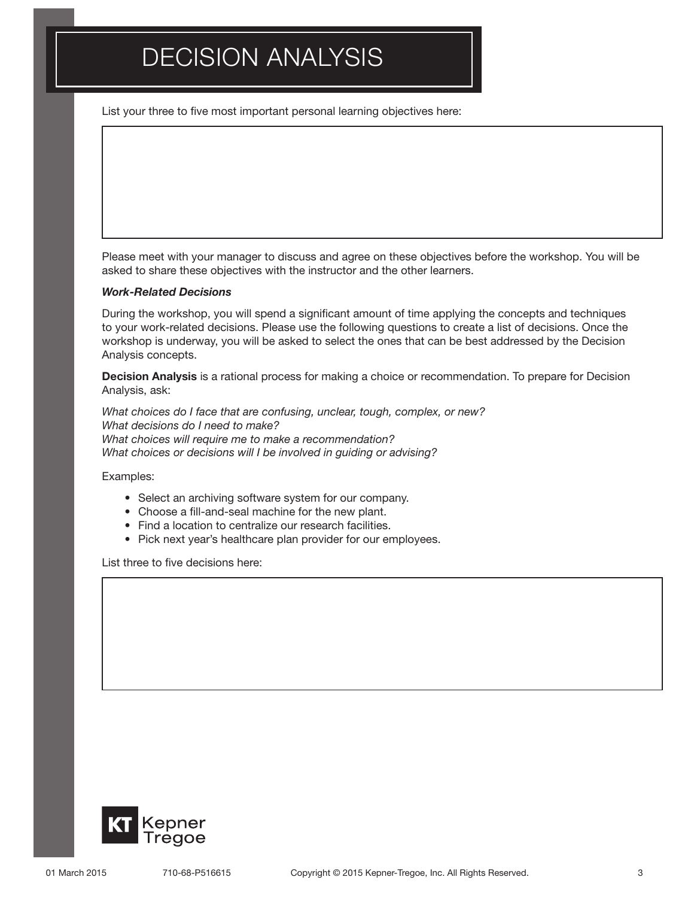# DECISION ANALYSIS

List your three to five most important personal learning objectives here:

Please meet with your manager to discuss and agree on these objectives before the workshop. You will be asked to share these objectives with the instructor and the other learners.

***Work-Related Decisions***

During the workshop, you will spend a significant amount of time applying the concepts and techniques to your work-related decisions. Please use the following questions to create a list of decisions. Once the workshop is underway, you will be asked to select the ones that can be best addressed by the Decision Analysis concepts.

**Decision Analysis** is a rational process for making a choice or recommendation. To prepare for Decision Analysis, ask:

*What choices do I face that are confusing, unclear, tough, complex, or new?*
*What decisions do I need to make?*
*What choices will require me to make a recommendation?*
*What choices or decisions will I be involved in guiding or advising?*

Examples:

- Select an archiving software system for our company.
- Choose a fill-and-seal machine for the new plant.
- Find a location to centralize our research facilities.
- Pick next year's healthcare plan provider for our employees.

List three to five decisions here: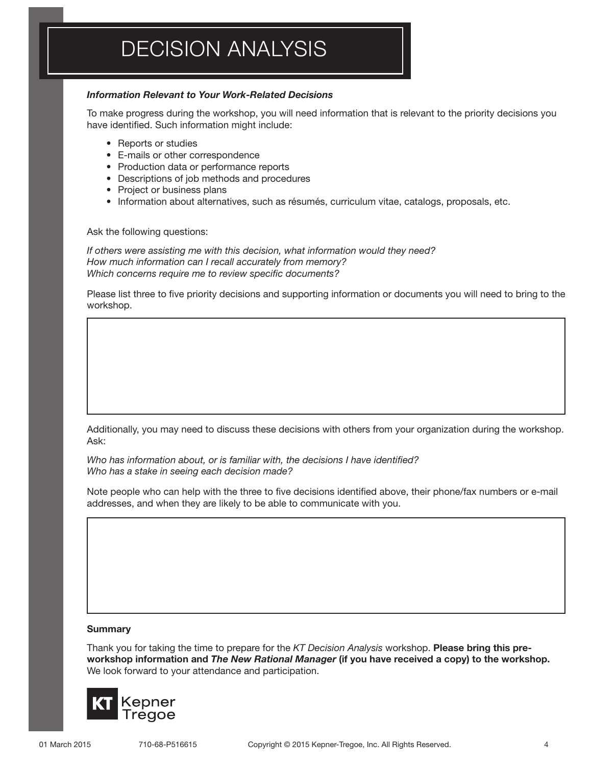# DECISION ANALYSIS

***Information Relevant to Your Work-Related Decisions***

To make progress during the workshop, you will need information that is relevant to the priority decisions you have identified. Such information might include:

- Reports or studies
- E-mails or other correspondence
- Production data or performance reports
- Descriptions of job methods and procedures
- Project or business plans
- Information about alternatives, such as résumés, curriculum vitae, catalogs, proposals, etc.

Ask the following questions:

*If others were assisting me with this decision, what information would they need?*
*How much information can I recall accurately from memory?*
*Which concerns require me to review specific documents?*

Please list three to five priority decisions and supporting information or documents you will need to bring to the workshop.

Additionally, you may need to discuss these decisions with others from your organization during the workshop. Ask:

*Who has information about, or is familiar with, the decisions I have identified?*
*Who has a stake in seeing each decision made?*

Note people who can help with the three to five decisions identified above, their phone/fax numbers or e-mail addresses, and when they are likely to be able to communicate with you.

**Summary**

Thank you for taking the time to prepare for the *KT Decision Analysis* workshop. **Please bring this pre-workshop information and *The New Rational Manager* (if you have received a copy) to the workshop.** We look forward to your attendance and participation.

KT Kepner Tregoe

01 March 2015 710-68-P516615 Copyright © 2015 Kepner-Tregoe, Inc. All Rights Reserved.